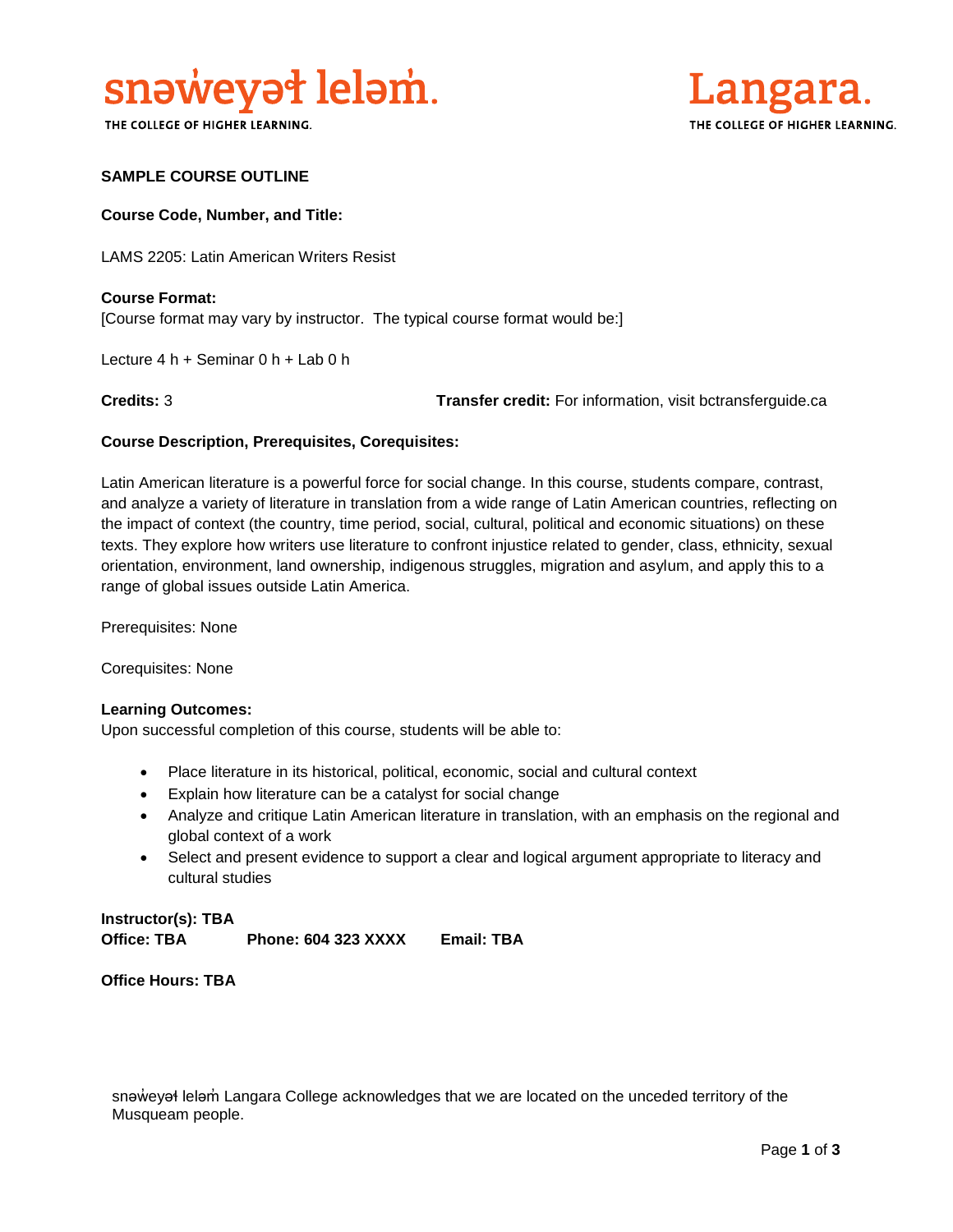snəw̓eyəɬ leləm̓.

THE COLLEGE OF HIGHER LEARNING.

Langara.

THE COLLEGE OF HIGHER LEARNING.

**SAMPLE COURSE OUTLINE**

**Course Code, Number, and Title:**

LAMS 2205: Latin American Writers Resist

**Course Format:**
[Course format may vary by instructor. The typical course format would be:]

Lecture 4 h + Seminar 0 h + Lab 0 h

**Credits:** 3

**Transfer credit:** For information, visit bctransferguide.ca

**Course Description, Prerequisites, Corequisites:**

Latin American literature is a powerful force for social change. In this course, students compare, contrast, and analyze a variety of literature in translation from a wide range of Latin American countries, reflecting on the impact of context (the country, time period, social, cultural, political and economic situations) on these texts. They explore how writers use literature to confront injustice related to gender, class, ethnicity, sexual orientation, environment, land ownership, indigenous struggles, migration and asylum, and apply this to a range of global issues outside Latin America.

Prerequisites: None

Corequisites: None

**Learning Outcomes:**
Upon successful completion of this course, students will be able to:

- Place literature in its historical, political, economic, social and cultural context
- Explain how literature can be a catalyst for social change
- Analyze and critique Latin American literature in translation, with an emphasis on the regional and global context of a work
- Select and present evidence to support a clear and logical argument appropriate to literacy and cultural studies

**Instructor(s): TBA**
**Office: TBA** **Phone: 604 323 XXXX** **Email: TBA**

**Office Hours: TBA**

snəw̓eyəɬ leləm̓ Langara College acknowledges that we are located on the unceded territory of the Musqueam people.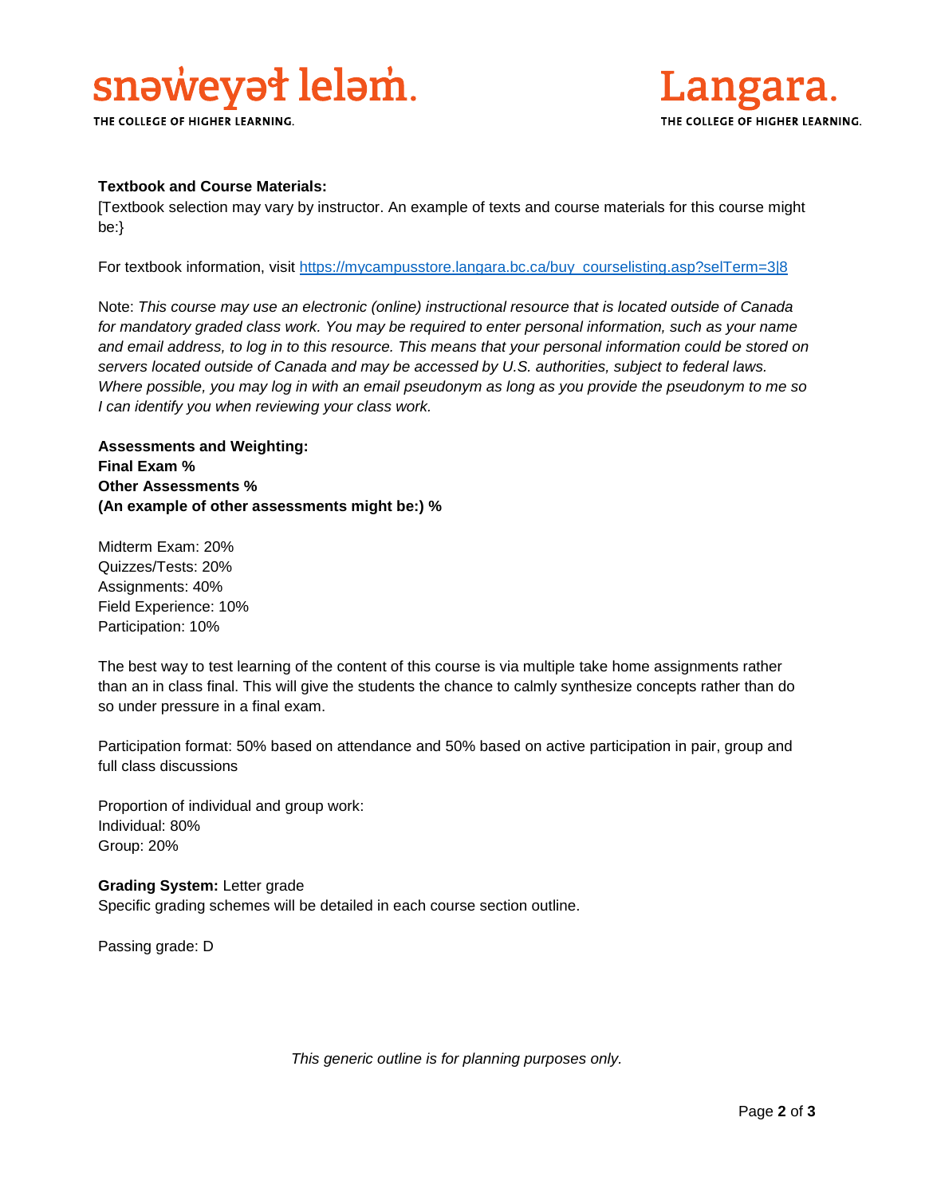**Textbook and Course Materials:**
[Textbook selection may vary by instructor. An example of texts and course materials for this course might be:}

For textbook information, visit https://mycampusstore.langara.bc.ca/buy_courselisting.asp?selTerm=3|8

Note: *This course may use an electronic (online) instructional resource that is located outside of Canada for mandatory graded class work. You may be required to enter personal information, such as your name and email address, to log in to this resource. This means that your personal information could be stored on servers located outside of Canada and may be accessed by U.S. authorities, subject to federal laws. Where possible, you may log in with an email pseudonym as long as you provide the pseudonym to me so I can identify you when reviewing your class work.*

**Assessments and Weighting:**
**Final Exam %**
**Other Assessments %**
**(An example of other assessments might be:) %**

Midterm Exam: 20%
Quizzes/Tests: 20%
Assignments: 40%
Field Experience: 10%
Participation: 10%

The best way to test learning of the content of this course is via multiple take home assignments rather than an in class final. This will give the students the chance to calmly synthesize concepts rather than do so under pressure in a final exam.

Participation format: 50% based on attendance and 50% based on active participation in pair, group and full class discussions

Proportion of individual and group work:
Individual: 80%
Group: 20%

**Grading System:** Letter grade
Specific grading schemes will be detailed in each course section outline.

Passing grade: D

*This generic outline is for planning purposes only.*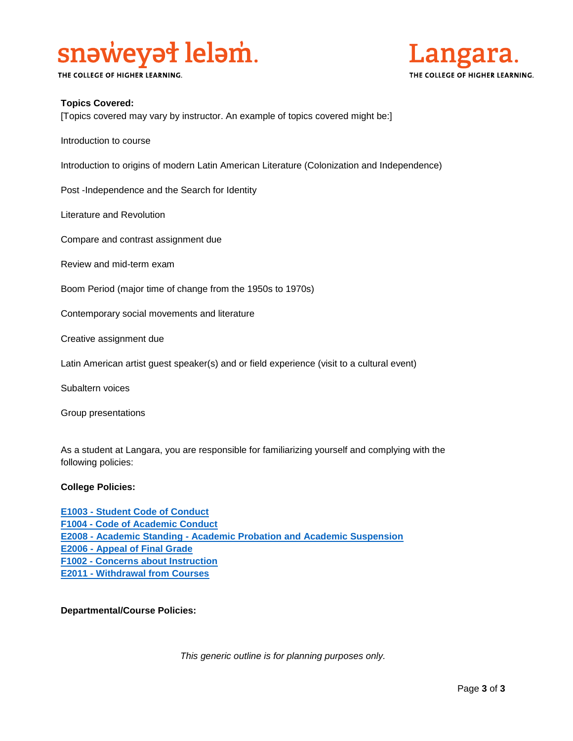**Topics Covered:**

[Topics covered may vary by instructor. An example of topics covered might be:]

Introduction to course

Introduction to origins of modern Latin American Literature (Colonization and Independence)

Post -Independence and the Search for Identity

Literature and Revolution

Compare and contrast assignment due

Review and mid-term exam

Boom Period (major time of change from the 1950s to 1970s)

Contemporary social movements and literature

Creative assignment due

Latin American artist guest speaker(s) and or field experience (visit to a cultural event)

Subaltern voices

Group presentations

As a student at Langara, you are responsible for familiarizing yourself and complying with the following policies:

**College Policies:**

**E1003 - Student Code of Conduct**
**F1004 - Code of Academic Conduct**
**E2008 - Academic Standing - Academic Probation and Academic Suspension**
**E2006 - Appeal of Final Grade**
**F1002 - Concerns about Instruction**
**E2011 - Withdrawal from Courses**

**Departmental/Course Policies:**

*This generic outline is for planning purposes only.*